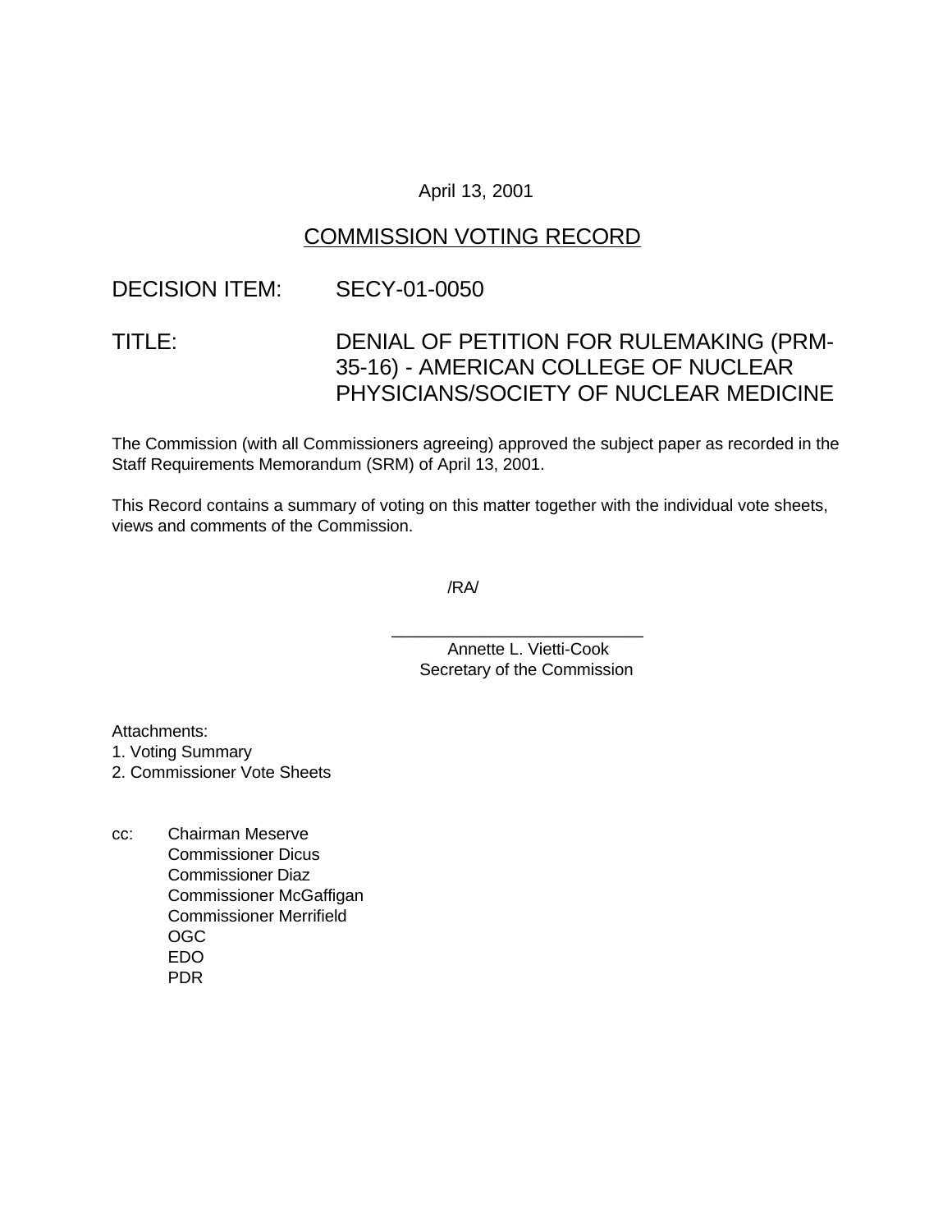April 13, 2001

# COMMISSION VOTING RECORD

DECISION ITEM: SECY-01-0050

TITLE: DENIAL OF PETITION FOR RULEMAKING (PRM-35-16) - AMERICAN COLLEGE OF NUCLEAR PHYSICIANS/SOCIETY OF NUCLEAR MEDICINE

The Commission (with all Commissioners agreeing) approved the subject paper as recorded in the Staff Requirements Memorandum (SRM) of April 13, 2001.

This Record contains a summary of voting on this matter together with the individual vote sheets, views and comments of the Commission.

/RA/

Annette L. Vietti-Cook
Secretary of the Commission

Attachments:
1. Voting Summary
2. Commissioner Vote Sheets

cc: Chairman Meserve
Commissioner Dicus
Commissioner Diaz
Commissioner McGaffigan
Commissioner Merrifield
OGC
EDO
PDR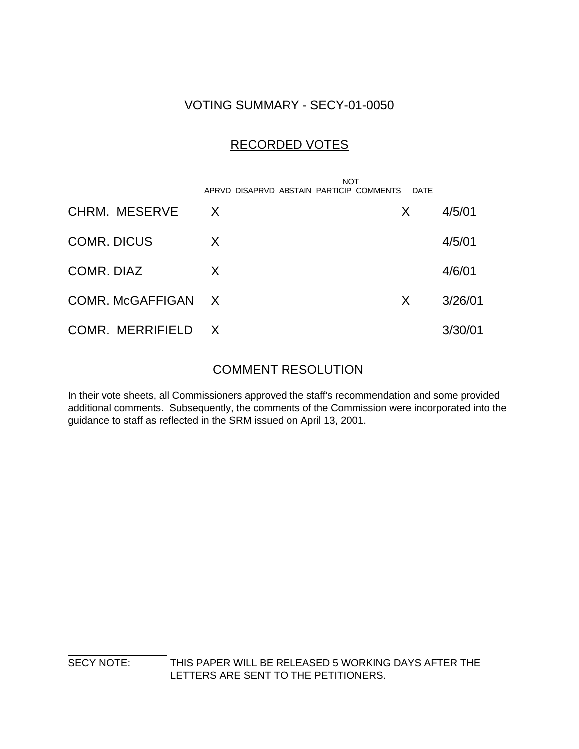## VOTING SUMMARY - SECY-01-0050

## RECORDED VOTES

| | APRVD | DISAPRVD | ABSTAIN | NOT PARTICIP | COMMENTS | DATE |
|---|---|---|---|---|---|---|
| CHRM. MESERVE | X | | | | X | 4/5/01 |
| COMR. DICUS | X | | | | | 4/5/01 |
| COMR. DIAZ | X | | | | | 4/6/01 |
| COMR. McGAFFIGAN | X | | | | X | 3/26/01 |
| COMR. MERRIFIELD | X | | | | | 3/30/01 |

## COMMENT RESOLUTION

In their vote sheets, all Commissioners approved the staff's recommendation and some provided additional comments. Subsequently, the comments of the Commission were incorporated into the guidance to staff as reflected in the SRM issued on April 13, 2001.

SECY NOTE: THIS PAPER WILL BE RELEASED 5 WORKING DAYS AFTER THE LETTERS ARE SENT TO THE PETITIONERS.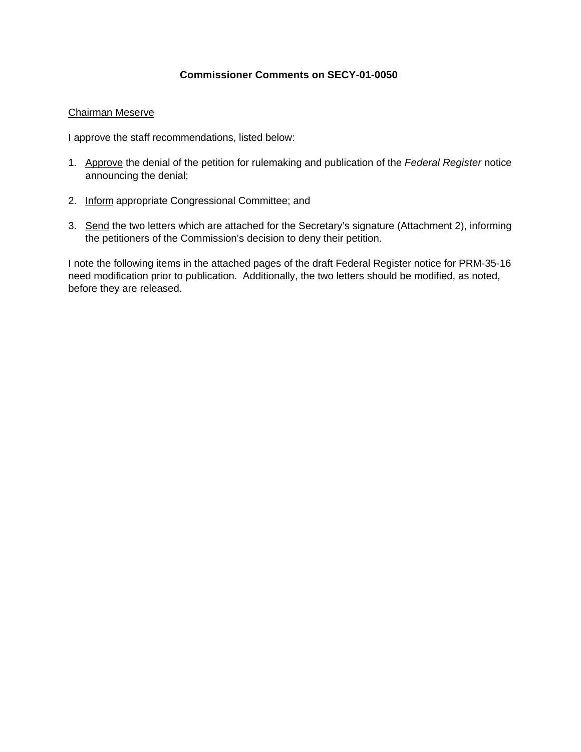**Commissioner Comments on SECY-01-0050**

<u>Chairman Meserve</u>

I approve the staff recommendations, listed below:

1. <u>Approve</u> the denial of the petition for rulemaking and publication of the *Federal Register* notice announcing the denial;

2. <u>Inform</u> appropriate Congressional Committee; and

3. <u>Send</u> the two letters which are attached for the Secretary's signature (Attachment 2), informing the petitioners of the Commission's decision to deny their petition.

I note the following items in the attached pages of the draft Federal Register notice for PRM-35-16 need modification prior to publication. Additionally, the two letters should be modified, as noted, before they are released.